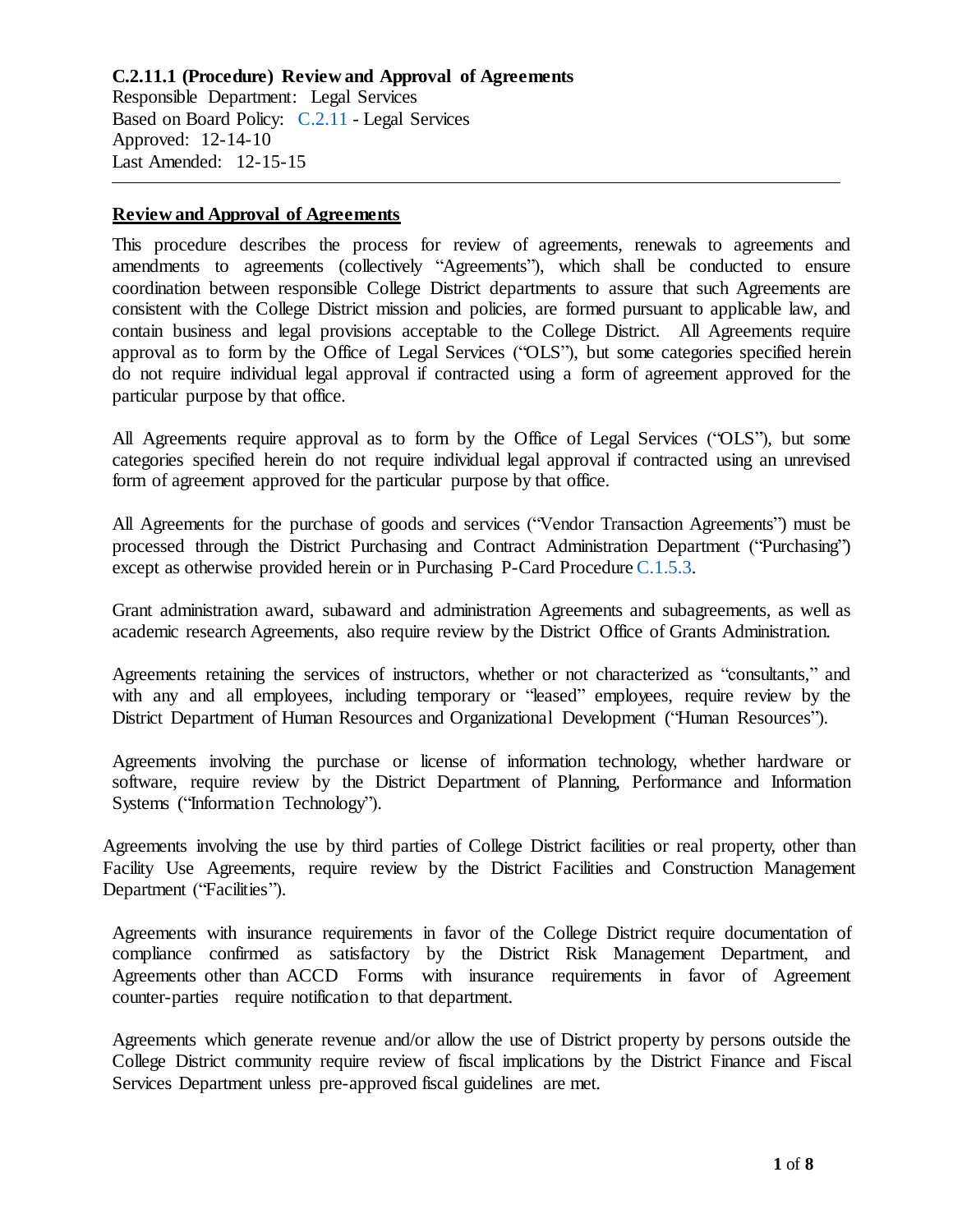**C.2.11.1 (Procedure) Review and Approval of Agreements**
Responsible Department: Legal Services
Based on Board Policy: C.2.11 - Legal Services
Approved: 12-14-10
Last Amended: 12-15-15

---

## Review and Approval of Agreements

This procedure describes the process for review of agreements, renewals to agreements and amendments to agreements (collectively "Agreements"), which shall be conducted to ensure coordination between responsible College District departments to assure that such Agreements are consistent with the College District mission and policies, are formed pursuant to applicable law, and contain business and legal provisions acceptable to the College District. All Agreements require approval as to form by the Office of Legal Services ("OLS"), but some categories specified herein do not require individual legal approval if contracted using a form of agreement approved for the particular purpose by that office.

All Agreements require approval as to form by the Office of Legal Services ("OLS"), but some categories specified herein do not require individual legal approval if contracted using an unrevised form of agreement approved for the particular purpose by that office.

All Agreements for the purchase of goods and services ("Vendor Transaction Agreements") must be processed through the District Purchasing and Contract Administration Department ("Purchasing") except as otherwise provided herein or in Purchasing P-Card Procedure C.1.5.3.

Grant administration award, subaward and administration Agreements and subagreements, as well as academic research Agreements, also require review by the District Office of Grants Administration.

Agreements retaining the services of instructors, whether or not characterized as "consultants," and with any and all employees, including temporary or "leased" employees, require review by the District Department of Human Resources and Organizational Development ("Human Resources").

Agreements involving the purchase or license of information technology, whether hardware or software, require review by the District Department of Planning, Performance and Information Systems ("Information Technology").

Agreements involving the use by third parties of College District facilities or real property, other than Facility Use Agreements, require review by the District Facilities and Construction Management Department ("Facilities").

Agreements with insurance requirements in favor of the College District require documentation of compliance confirmed as satisfactory by the District Risk Management Department, and Agreements other than ACCD Forms with insurance requirements in favor of Agreement counter-parties require notification to that department.

Agreements which generate revenue and/or allow the use of District property by persons outside the College District community require review of fiscal implications by the District Finance and Fiscal Services Department unless pre-approved fiscal guidelines are met.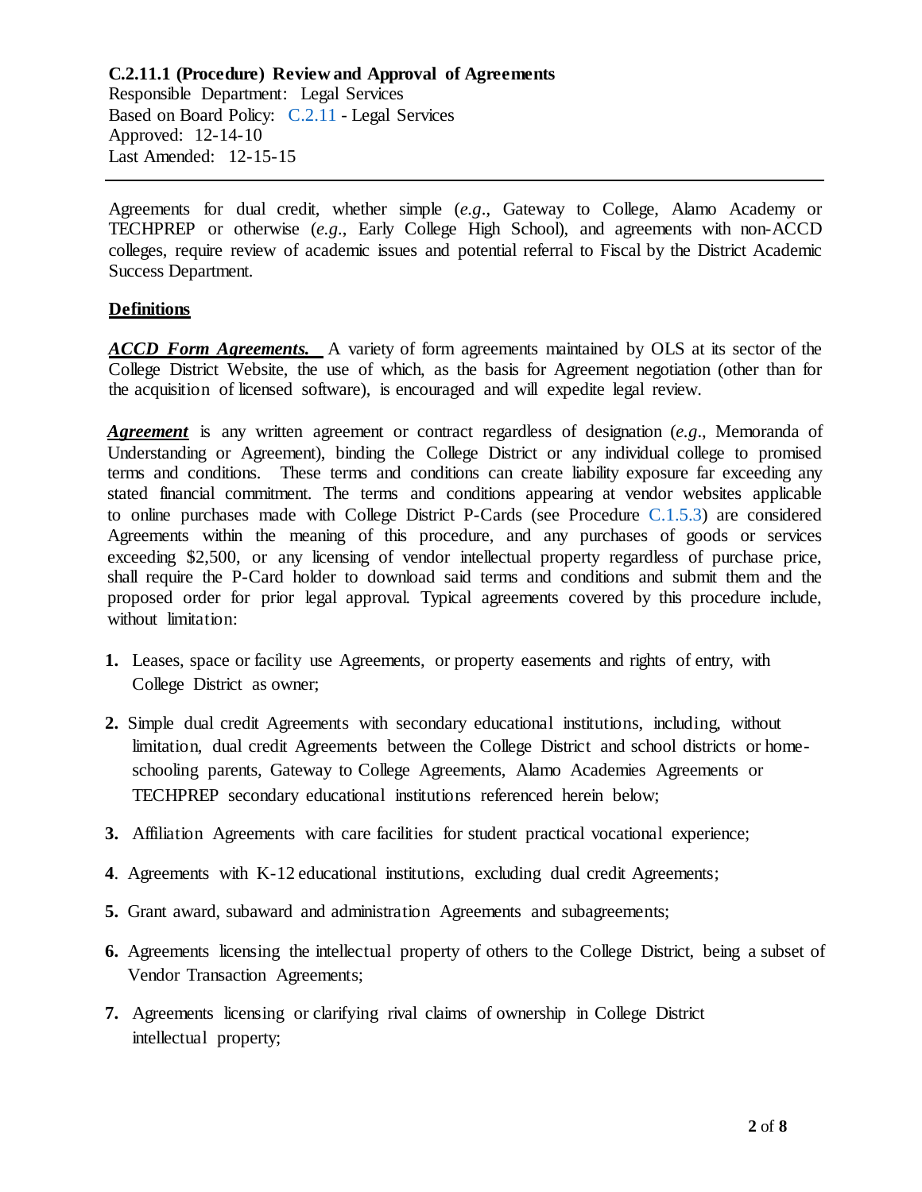**C.2.11.1 (Procedure) Review and Approval of Agreements**
Responsible Department: Legal Services
Based on Board Policy: C.2.11 - Legal Services
Approved: 12-14-10
Last Amended: 12-15-15

---

Agreements for dual credit, whether simple (*e.g*., Gateway to College, Alamo Academy or TECHPREP or otherwise (*e.g*., Early College High School), and agreements with non-ACCD colleges, require review of academic issues and potential referral to Fiscal by the District Academic Success Department.

## Definitions

***ACCD Form Agreements.*** A variety of form agreements maintained by OLS at its sector of the College District Website, the use of which, as the basis for Agreement negotiation (other than for the acquisition of licensed software), is encouraged and will expedite legal review.

***Agreement*** is any written agreement or contract regardless of designation (*e.g*., Memoranda of Understanding or Agreement), binding the College District or any individual college to promised terms and conditions. These terms and conditions can create liability exposure far exceeding any stated financial commitment. The terms and conditions appearing at vendor websites applicable to online purchases made with College District P-Cards (see Procedure C.1.5.3) are considered Agreements within the meaning of this procedure, and any purchases of goods or services exceeding $2,500, or any licensing of vendor intellectual property regardless of purchase price, shall require the P-Card holder to download said terms and conditions and submit them and the proposed order for prior legal approval. Typical agreements covered by this procedure include, without limitation:

1. Leases, space or facility use Agreements, or property easements and rights of entry, with College District as owner;
2. Simple dual credit Agreements with secondary educational institutions, including, without limitation, dual credit Agreements between the College District and school districts or home-schooling parents, Gateway to College Agreements, Alamo Academies Agreements or TECHPREP secondary educational institutions referenced herein below;
3. Affiliation Agreements with care facilities for student practical vocational experience;
4. Agreements with K-12 educational institutions, excluding dual credit Agreements;
5. Grant award, subaward and administration Agreements and subagreements;
6. Agreements licensing the intellectual property of others to the College District, being a subset of Vendor Transaction Agreements;
7. Agreements licensing or clarifying rival claims of ownership in College District intellectual property;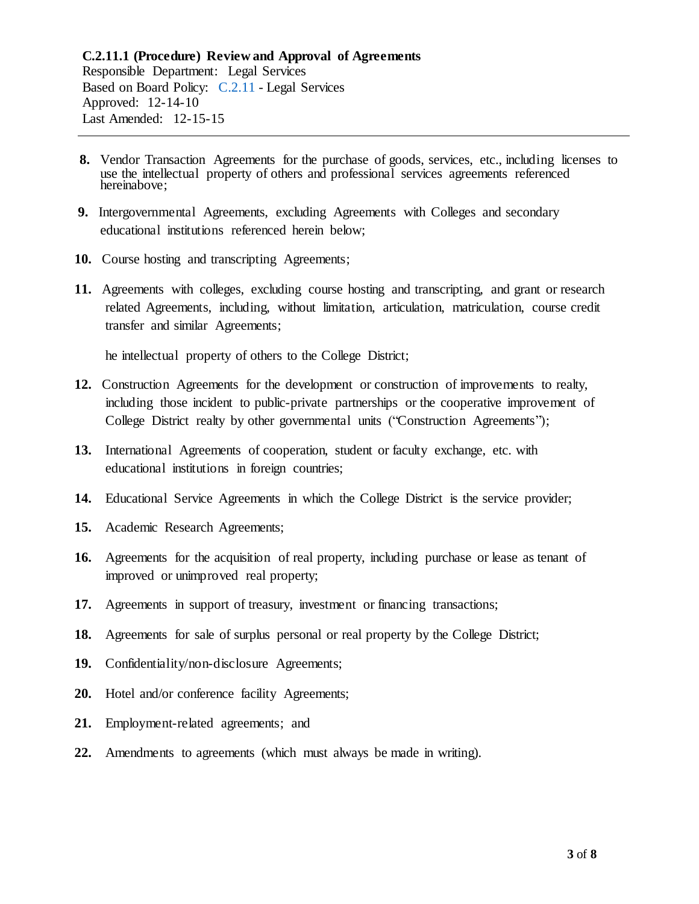**C.2.11.1 (Procedure) Review and Approval of Agreements**
Responsible Department: Legal Services
Based on Board Policy: C.2.11 - Legal Services
Approved: 12-14-10
Last Amended: 12-15-15

---

8. Vendor Transaction Agreements for the purchase of goods, services, etc., including licenses to use the intellectual property of others and professional services agreements referenced hereinabove;

9. Intergovernmental Agreements, excluding Agreements with Colleges and secondary educational institutions referenced herein below;

10. Course hosting and transcripting Agreements;

11. Agreements with colleges, excluding course hosting and transcripting, and grant or research related Agreements, including, without limitation, articulation, matriculation, course credit transfer and similar Agreements;

    he intellectual property of others to the College District;

12. Construction Agreements for the development or construction of improvements to realty, including those incident to public-private partnerships or the cooperative improvement of College District realty by other governmental units ("Construction Agreements");

13. International Agreements of cooperation, student or faculty exchange, etc. with educational institutions in foreign countries;

14. Educational Service Agreements in which the College District is the service provider;

15. Academic Research Agreements;

16. Agreements for the acquisition of real property, including purchase or lease as tenant of improved or unimproved real property;

17. Agreements in support of treasury, investment or financing transactions;

18. Agreements for sale of surplus personal or real property by the College District;

19. Confidentiality/non-disclosure Agreements;

20. Hotel and/or conference facility Agreements;

21. Employment-related agreements; and

22. Amendments to agreements (which must always be made in writing).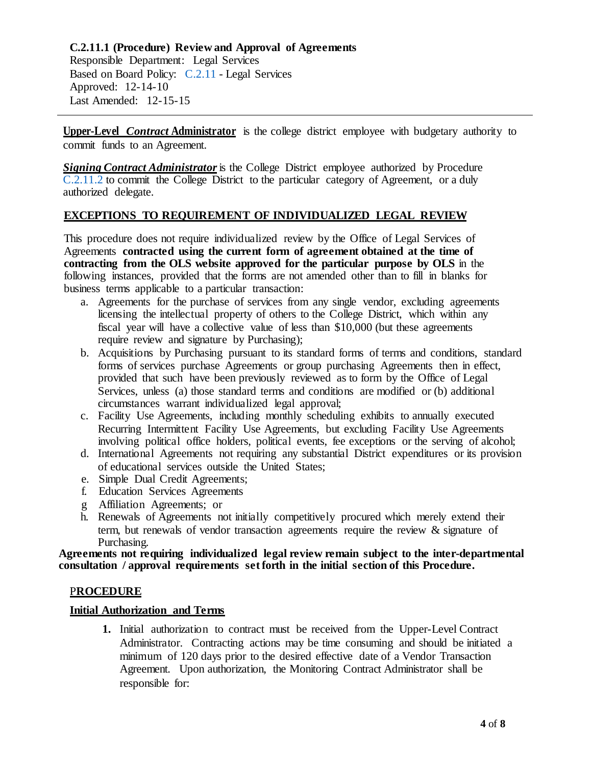**C.2.11.1 (Procedure) Review and Approval of Agreements**
Responsible Department: Legal Services
Based on Board Policy: C.2.11 - Legal Services
Approved: 12-14-10
Last Amended: 12-15-15

---

**Upper-Level *Contract* Administrator** is the college district employee with budgetary authority to commit funds to an Agreement.

***Signing Contract Administrator*** is the College District employee authorized by Procedure C.2.11.2 to commit the College District to the particular category of Agreement, or a duly authorized delegate.

## EXCEPTIONS TO REQUIREMENT OF INDIVIDUALIZED LEGAL REVIEW

This procedure does not require individualized review by the Office of Legal Services of Agreements **contracted using the current form of agreement obtained at the time of contracting from the OLS website approved for the particular purpose by OLS** in the following instances, provided that the forms are not amended other than to fill in blanks for business terms applicable to a particular transaction:

a. Agreements for the purchase of services from any single vendor, excluding agreements licensing the intellectual property of others to the College District, which within any fiscal year will have a collective value of less than $10,000 (but these agreements require review and signature by Purchasing);
b. Acquisitions by Purchasing pursuant to its standard forms of terms and conditions, standard forms of services purchase Agreements or group purchasing Agreements then in effect, provided that such have been previously reviewed as to form by the Office of Legal Services, unless (a) those standard terms and conditions are modified or (b) additional circumstances warrant individualized legal approval;
c. Facility Use Agreements, including monthly scheduling exhibits to annually executed Recurring Intermittent Facility Use Agreements, but excluding Facility Use Agreements involving political office holders, political events, fee exceptions or the serving of alcohol;
d. International Agreements not requiring any substantial District expenditures or its provision of educational services outside the United States;
e. Simple Dual Credit Agreements;
f. Education Services Agreements
g Affiliation Agreements; or
h. Renewals of Agreements not initially competitively procured which merely extend their term, but renewals of vendor transaction agreements require the review & signature of Purchasing.

**Agreements not requiring individualized legal review remain subject to the inter-departmental consultation / approval requirements set forth in the initial section of this Procedure.**

## PROCEDURE

### Initial Authorization and Terms

1. Initial authorization to contract must be received from the Upper-Level Contract Administrator. Contracting actions may be time consuming and should be initiated a minimum of 120 days prior to the desired effective date of a Vendor Transaction Agreement. Upon authorization, the Monitoring Contract Administrator shall be responsible for: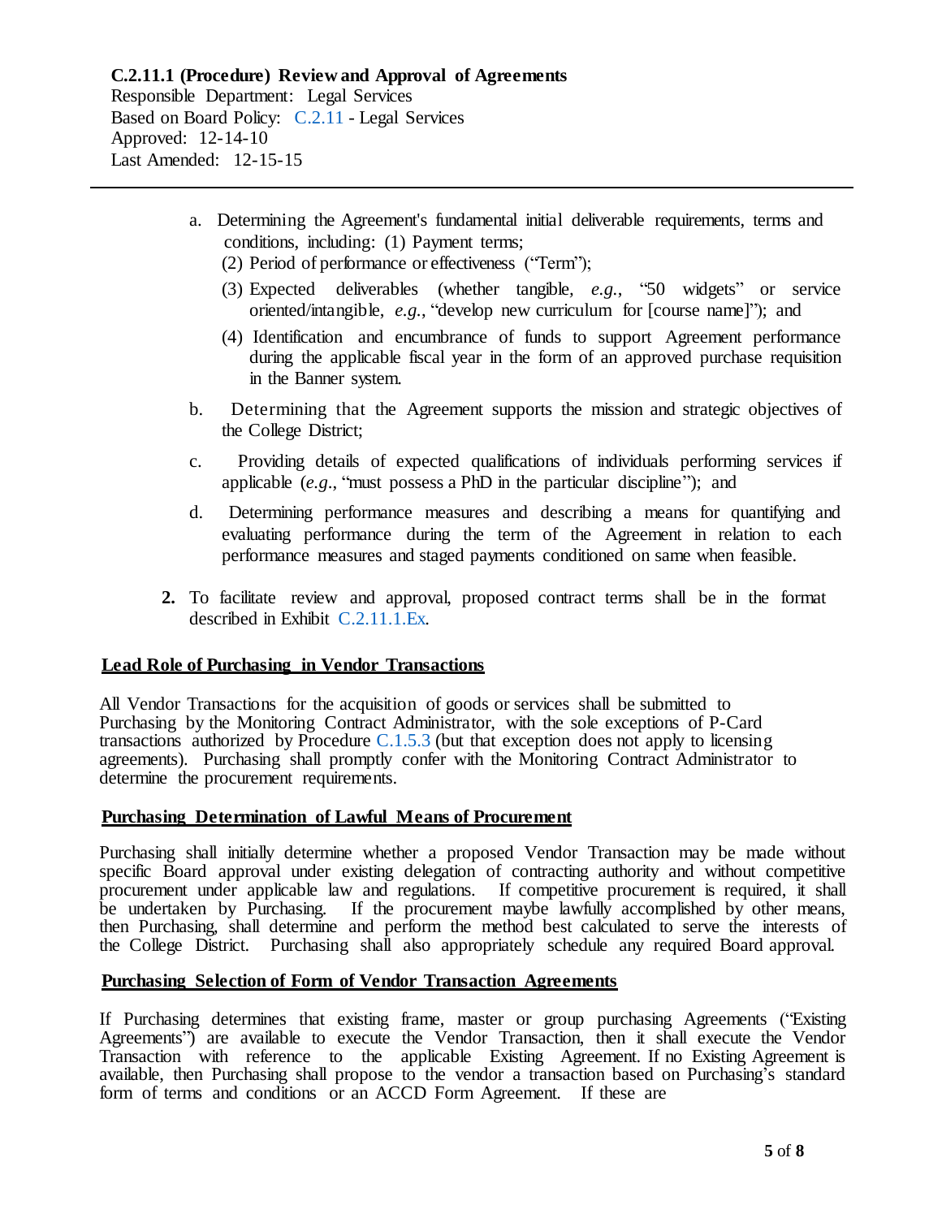**C.2.11.1 (Procedure) Review and Approval of Agreements**
Responsible Department: Legal Services
Based on Board Policy: C.2.11 - Legal Services
Approved: 12-14-10
Last Amended: 12-15-15

---

a. Determining the Agreement's fundamental initial deliverable requirements, terms and conditions, including: (1) Payment terms;
   (2) Period of performance or effectiveness ("Term");
   (3) Expected deliverables (whether tangible, *e.g.*, "50 widgets" or service oriented/intangible, *e.g.*, "develop new curriculum for [course name]"); and
   (4) Identification and encumbrance of funds to support Agreement performance during the applicable fiscal year in the form of an approved purchase requisition in the Banner system.

b. Determining that the Agreement supports the mission and strategic objectives of the College District;

c. Providing details of expected qualifications of individuals performing services if applicable (*e.g.*, "must possess a PhD in the particular discipline"); and

d. Determining performance measures and describing a means for quantifying and evaluating performance during the term of the Agreement in relation to each performance measures and staged payments conditioned on same when feasible.

**2.** To facilitate review and approval, proposed contract terms shall be in the format described in Exhibit C.2.11.1.Ex.

**Lead Role of Purchasing in Vendor Transactions**

All Vendor Transactions for the acquisition of goods or services shall be submitted to Purchasing by the Monitoring Contract Administrator, with the sole exceptions of P-Card transactions authorized by Procedure C.1.5.3 (but that exception does not apply to licensing agreements). Purchasing shall promptly confer with the Monitoring Contract Administrator to determine the procurement requirements.

**Purchasing Determination of Lawful Means of Procurement**

Purchasing shall initially determine whether a proposed Vendor Transaction may be made without specific Board approval under existing delegation of contracting authority and without competitive procurement under applicable law and regulations. If competitive procurement is required, it shall be undertaken by Purchasing. If the procurement maybe lawfully accomplished by other means, then Purchasing, shall determine and perform the method best calculated to serve the interests of the College District. Purchasing shall also appropriately schedule any required Board approval.

**Purchasing Selection of Form of Vendor Transaction Agreements**

If Purchasing determines that existing frame, master or group purchasing Agreements ("Existing Agreements") are available to execute the Vendor Transaction, then it shall execute the Vendor Transaction with reference to the applicable Existing Agreement. If no Existing Agreement is available, then Purchasing shall propose to the vendor a transaction based on Purchasing's standard form of terms and conditions or an ACCD Form Agreement. If these are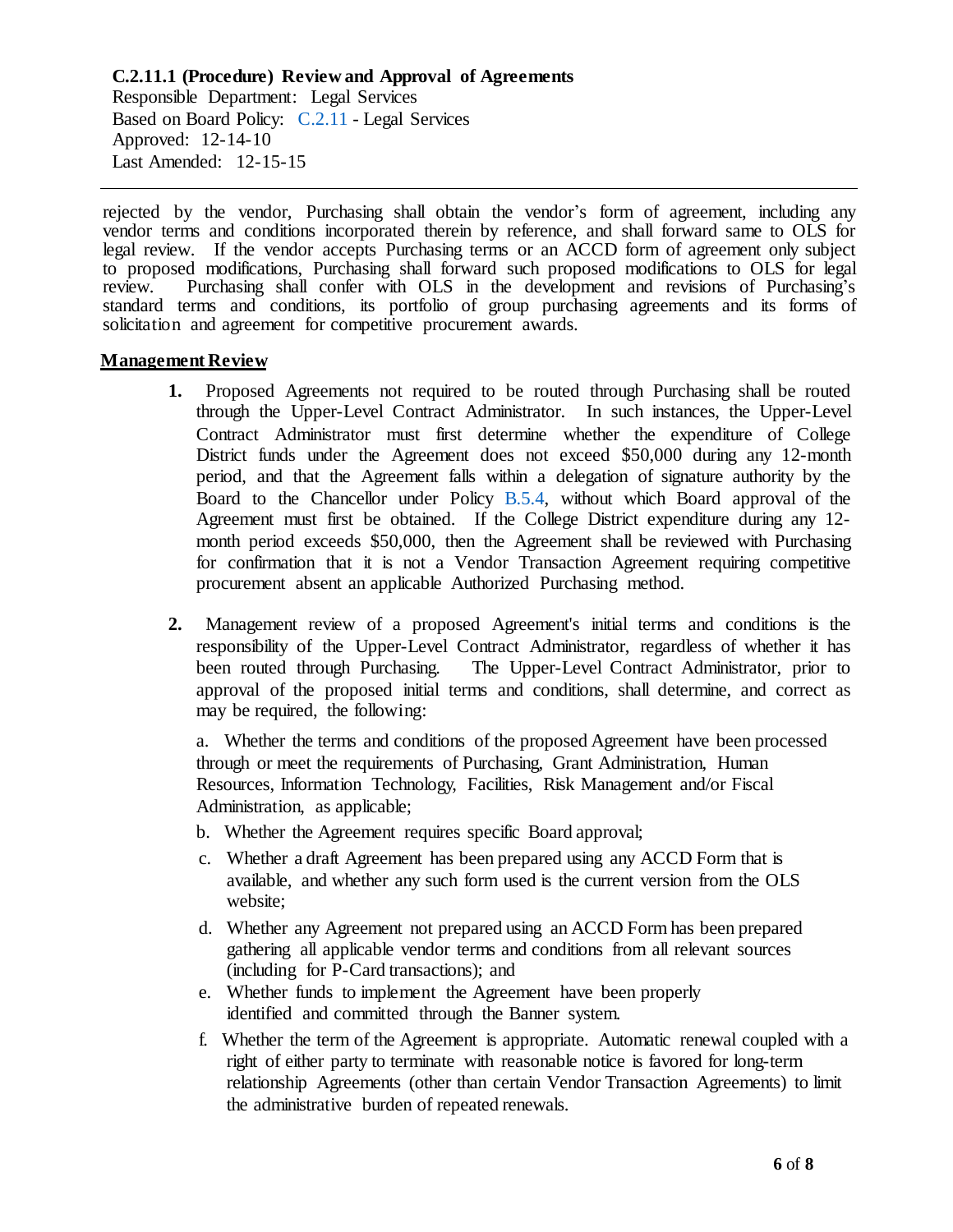rejected by the vendor, Purchasing shall obtain the vendor's form of agreement, including any vendor terms and conditions incorporated therein by reference, and shall forward same to OLS for legal review. If the vendor accepts Purchasing terms or an ACCD form of agreement only subject to proposed modifications, Purchasing shall forward such proposed modifications to OLS for legal review. Purchasing shall confer with OLS in the development and revisions of Purchasing's standard terms and conditions, its portfolio of group purchasing agreements and its forms of solicitation and agreement for competitive procurement awards.

**Management Review**

1. Proposed Agreements not required to be routed through Purchasing shall be routed through the Upper-Level Contract Administrator. In such instances, the Upper-Level Contract Administrator must first determine whether the expenditure of College District funds under the Agreement does not exceed $50,000 during any 12-month period, and that the Agreement falls within a delegation of signature authority by the Board to the Chancellor under Policy B.5.4, without which Board approval of the Agreement must first be obtained. If the College District expenditure during any 12-month period exceeds $50,000, then the Agreement shall be reviewed with Purchasing for confirmation that it is not a Vendor Transaction Agreement requiring competitive procurement absent an applicable Authorized Purchasing method.

2. Management review of a proposed Agreement's initial terms and conditions is the responsibility of the Upper-Level Contract Administrator, regardless of whether it has been routed through Purchasing. The Upper-Level Contract Administrator, prior to approval of the proposed initial terms and conditions, shall determine, and correct as may be required, the following:

   a. Whether the terms and conditions of the proposed Agreement have been processed through or meet the requirements of Purchasing, Grant Administration, Human Resources, Information Technology, Facilities, Risk Management and/or Fiscal Administration, as applicable;

   b. Whether the Agreement requires specific Board approval;

   c. Whether a draft Agreement has been prepared using any ACCD Form that is available, and whether any such form used is the current version from the OLS website;

   d. Whether any Agreement not prepared using an ACCD Form has been prepared gathering all applicable vendor terms and conditions from all relevant sources (including for P-Card transactions); and

   e. Whether funds to implement the Agreement have been properly identified and committed through the Banner system.

   f. Whether the term of the Agreement is appropriate. Automatic renewal coupled with a right of either party to terminate with reasonable notice is favored for long-term relationship Agreements (other than certain Vendor Transaction Agreements) to limit the administrative burden of repeated renewals.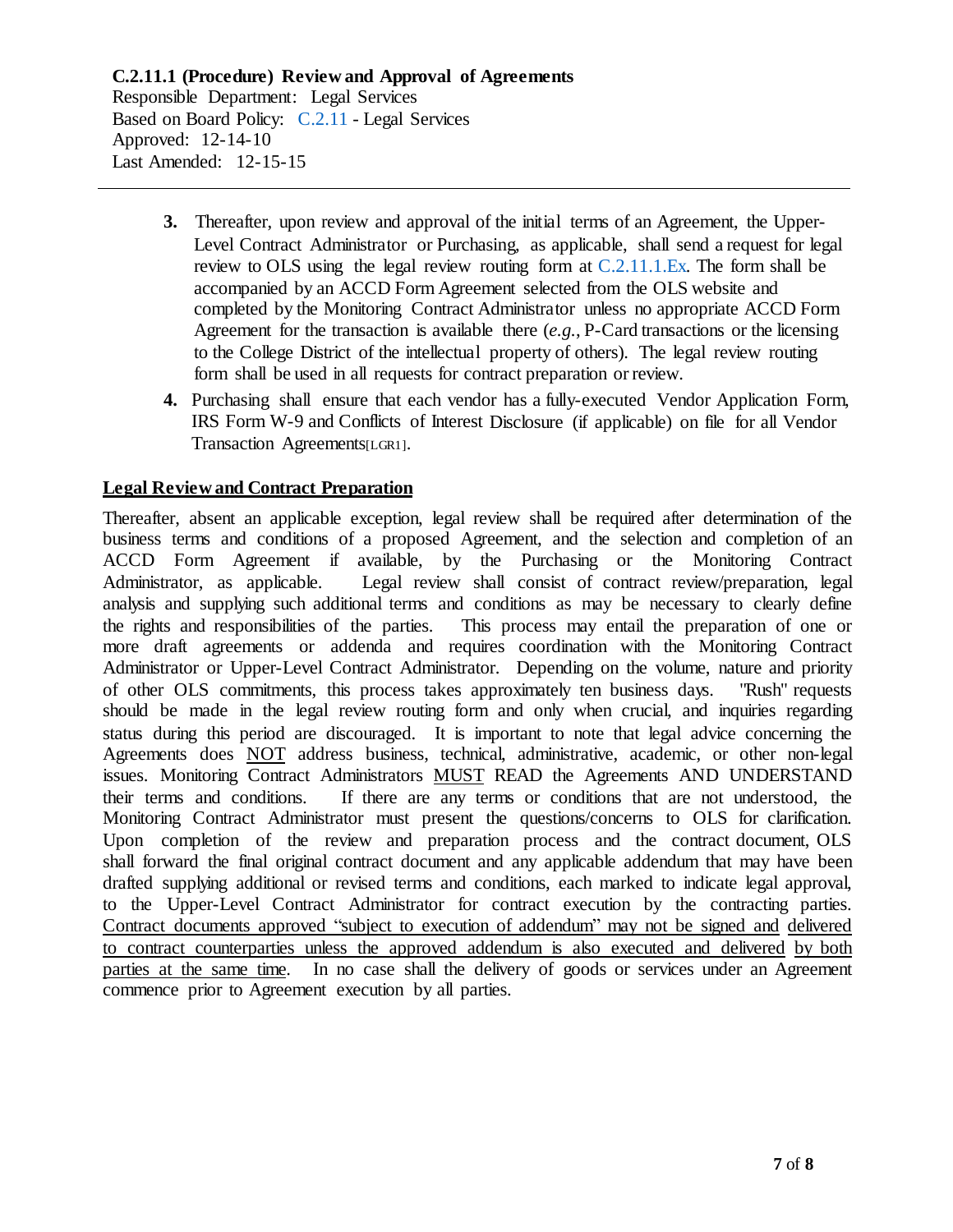**C.2.11.1 (Procedure) Review and Approval of Agreements**
Responsible Department: Legal Services
Based on Board Policy: C.2.11 - Legal Services
Approved: 12-14-10
Last Amended: 12-15-15

3. Thereafter, upon review and approval of the initial terms of an Agreement, the Upper-Level Contract Administrator or Purchasing, as applicable, shall send a request for legal review to OLS using the legal review routing form at C.2.11.1.Ex. The form shall be accompanied by an ACCD Form Agreement selected from the OLS website and completed by the Monitoring Contract Administrator unless no appropriate ACCD Form Agreement for the transaction is available there (*e.g.*, P-Card transactions or the licensing to the College District of the intellectual property of others). The legal review routing form shall be used in all requests for contract preparation or review.

4. Purchasing shall ensure that each vendor has a fully-executed Vendor Application Form, IRS Form W-9 and Conflicts of Interest Disclosure (if applicable) on file for all Vendor Transaction Agreements[LGR1].

## Legal Review and Contract Preparation

Thereafter, absent an applicable exception, legal review shall be required after determination of the business terms and conditions of a proposed Agreement, and the selection and completion of an ACCD Form Agreement if available, by the Purchasing or the Monitoring Contract Administrator, as applicable. Legal review shall consist of contract review/preparation, legal analysis and supplying such additional terms and conditions as may be necessary to clearly define the rights and responsibilities of the parties. This process may entail the preparation of one or more draft agreements or addenda and requires coordination with the Monitoring Contract Administrator or Upper-Level Contract Administrator. Depending on the volume, nature and priority of other OLS commitments, this process takes approximately ten business days. "Rush" requests should be made in the legal review routing form and only when crucial, and inquiries regarding status during this period are discouraged. It is important to note that legal advice concerning the Agreements does <u>NOT</u> address business, technical, administrative, academic, or other non-legal issues. Monitoring Contract Administrators <u>MUST</u> READ the Agreements AND UNDERSTAND their terms and conditions. If there are any terms or conditions that are not understood, the Monitoring Contract Administrator must present the questions/concerns to OLS for clarification. Upon completion of the review and preparation process and the contract document, OLS shall forward the final original contract document and any applicable addendum that may have been drafted supplying additional or revised terms and conditions, each marked to indicate legal approval, to the Upper-Level Contract Administrator for contract execution by the contracting parties. <u>Contract documents approved "subject to execution of addendum" may not be signed and delivered to contract counterparties unless the approved addendum is also executed and delivered by both parties at the same time</u>. In no case shall the delivery of goods or services under an Agreement commence prior to Agreement execution by all parties.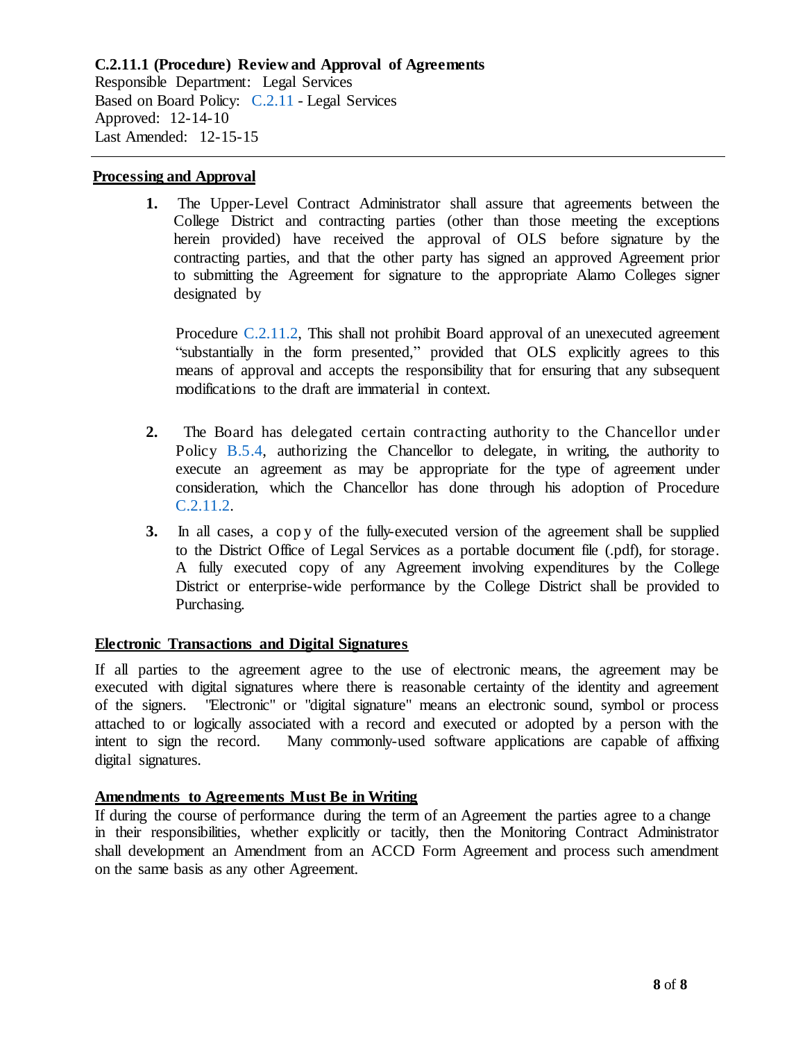**C.2.11.1 (Procedure) Review and Approval of Agreements**
Responsible Department: Legal Services
Based on Board Policy: C.2.11 - Legal Services
Approved: 12-14-10
Last Amended: 12-15-15

---

## Processing and Approval

1. The Upper-Level Contract Administrator shall assure that agreements between the College District and contracting parties (other than those meeting the exceptions herein provided) have received the approval of OLS before signature by the contracting parties, and that the other party has signed an approved Agreement prior to submitting the Agreement for signature to the appropriate Alamo Colleges signer designated by

   Procedure C.2.11.2, This shall not prohibit Board approval of an unexecuted agreement "substantially in the form presented," provided that OLS explicitly agrees to this means of approval and accepts the responsibility that for ensuring that any subsequent modifications to the draft are immaterial in context.

2. The Board has delegated certain contracting authority to the Chancellor under Policy B.5.4, authorizing the Chancellor to delegate, in writing, the authority to execute an agreement as may be appropriate for the type of agreement under consideration, which the Chancellor has done through his adoption of Procedure C.2.11.2.

3. In all cases, a copy of the fully-executed version of the agreement shall be supplied to the District Office of Legal Services as a portable document file (.pdf), for storage. A fully executed copy of any Agreement involving expenditures by the College District or enterprise-wide performance by the College District shall be provided to Purchasing.

## Electronic Transactions and Digital Signatures

If all parties to the agreement agree to the use of electronic means, the agreement may be executed with digital signatures where there is reasonable certainty of the identity and agreement of the signers. "Electronic" or "digital signature" means an electronic sound, symbol or process attached to or logically associated with a record and executed or adopted by a person with the intent to sign the record. Many commonly-used software applications are capable of affixing digital signatures.

## Amendments to Agreements Must Be in Writing

If during the course of performance during the term of an Agreement the parties agree to a change in their responsibilities, whether explicitly or tacitly, then the Monitoring Contract Administrator shall development an Amendment from an ACCD Form Agreement and process such amendment on the same basis as any other Agreement.